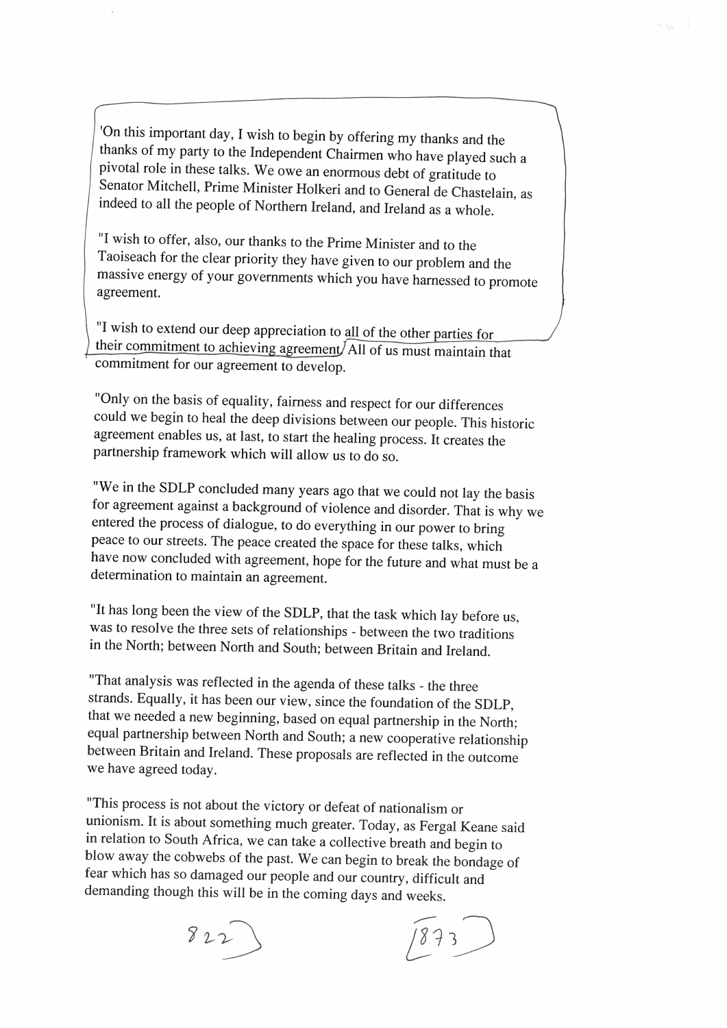'On this important day, I wish to begin by offering my thanks and the thanks of my party to the Independent Chairmen who have played such a pivotal role in these talks. We owe an enormous debt of gratitude to Senator Mitchell, Prime Minister Holkeri and to General de Chastelain, as indeed to all the people of Northern Ireland, and Ireland as a whole.

"I wish to offer, also, our thanks to the Prime Minister and to the Taoiseach for the clear priority they have given to our problem and the massive energy of your governments which you have harnessed to promote agreement.

"I wish to extend our deep appreciation to all of the other parties for their commitment to achieving agreement. All of us must maintain that commitment for our agreement to develop.

"Only on the basis of equality, fairness and respect for our differences could we begin to heal the deep divisions between our people. This historic agreement enables us, at last, to start the healing process. It creates the partnership framework which will allow us to do so.

"We in the SDLP concluded many years ago that we could not lay the basis for agreement against a background of violence and disorder. That is why we entered the process of dialogue, to do everything in our power to bring peace to our streets. The peace created the space for these talks, which have now concluded with agreement, hope for the future and what must be a determination to maintain an agreement.

"It has long been the view of the SDLP, that the task which lay before us, was to resolve the three sets of relationships - between the two traditions in the North; between North and South; between Britain and Ireland.

"That analysis was reflected in the agenda of these talks - the three strands. Equally, it has been our view, since the foundation of the SDLP, that we needed a new beginning, based on equal partnership in the North; equal partnership between North and South; a new cooperative relationship between Britain and Ireland. These proposals are reflected in the outcome we have agreed today.

"This process is not about the victory or defeat of nationalism or unionism. It is about something much greater. Today, as Fergal Keane said in relation to South Africa, we can take a collective breath and begin to blow away the cobwebs of the past. We can begin to break the bondage of fear which has so damaged our people and our country, difficult and demanding though this will be in the coming days and weeks.

822 1873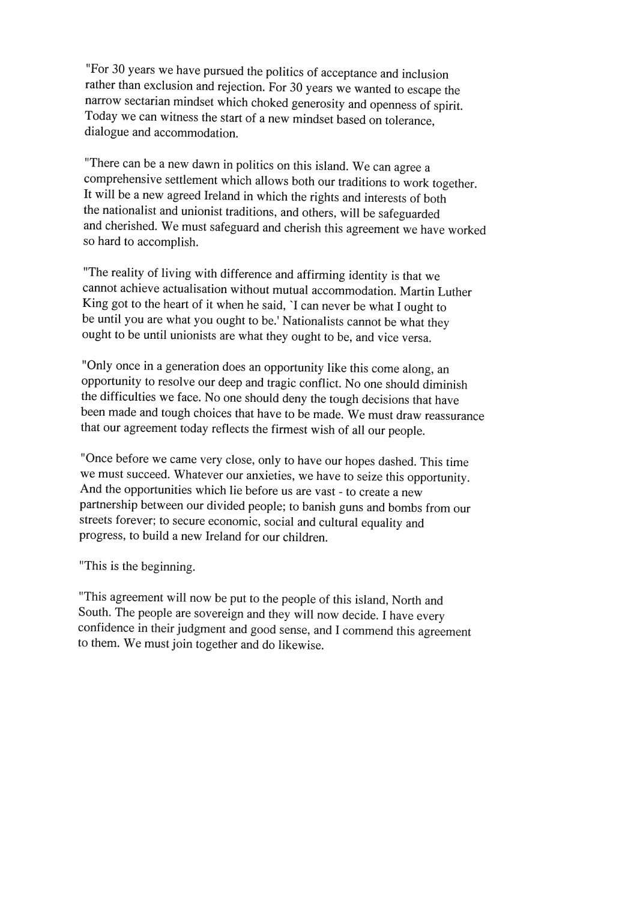"For 30 years we have pursued the politics of acceptance and inclusion rather than exclusion and rejection. For 30 years we wanted to escape the narrow sectarian mindset which choked generosity and openness of spirit. Today we can witness the start of a new mindset based on tolerance, dialogue and accommodation.

"There can be a new dawn in politics on this island. We can agree a comprehensive settlement which allows both our traditions to work together. It will be a new agreed Ireland in which the rights and interests of both the nationalist and unionist traditions, and others, will be safeguarded and cherished. We must safeguard and cherish this agreement we have worked so hard to accomplish.

"The reality of living with difference and affirming identity is that we cannot achieve actualisation without mutual accommodation. Martin Luther King got to the heart of it when he said, `I can never be what I ought to be until you are what you ought to be.' Nationalists cannot be what they ought to be until unionists are what they ought to be, and vice versa.

"Only once in a generation does an opportunity like this come along, an opportunity to resolve our deep and tragic conflict. No one should diminish the difficulties we face. No one should deny the tough decisions that have been made and tough choices that have to be made. We must draw reassurance that our agreement today reflects the firmest wish of all our people.

"Once before we came very close, only to have our hopes dashed. This time we must succeed. Whatever our anxieties, we have to seize this opportunity. And the opportunities which lie before us are vast - to create a new partnership between our divided people; to banish guns and bombs from our streets forever; to secure economic, social and cultural equality and progress, to build a new Ireland for our children.

"This is the beginning.

"This agreement will now be put to the people of this island, North and South. The people are sovereign and they will now decide. I have every confidence in their judgment and good sense, and I commend this agreement to them. We must join together and do likewise.